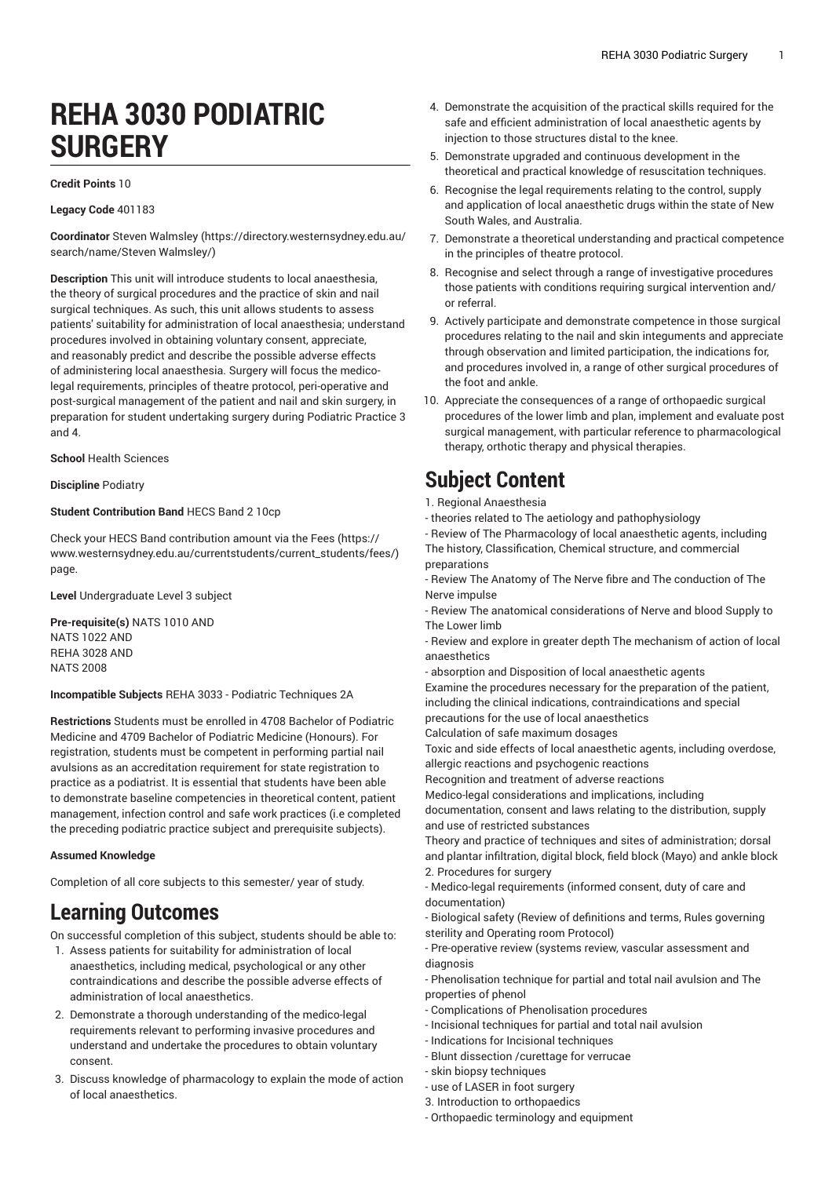# REHA 3030 PODIATRIC SURGERY

**Credit Points** 10

**Legacy Code** 401183

**Coordinator** Steven Walmsley (https://directory.westernsydney.edu.au/search/name/Steven Walmsley/)

**Description** This unit will introduce students to local anaesthesia, the theory of surgical procedures and the practice of skin and nail surgical techniques. As such, this unit allows students to assess patients' suitability for administration of local anaesthesia; understand procedures involved in obtaining voluntary consent, appreciate, and reasonably predict and describe the possible adverse effects of administering local anaesthesia. Surgery will focus the medico-legal requirements, principles of theatre protocol, peri-operative and post-surgical management of the patient and nail and skin surgery, in preparation for student undertaking surgery during Podiatric Practice 3 and 4.

**School** Health Sciences

**Discipline** Podiatry

**Student Contribution Band** HECS Band 2 10cp

Check your HECS Band contribution amount via the Fees (https://www.westernsydney.edu.au/currentstudents/current_students/fees/) page.

**Level** Undergraduate Level 3 subject

**Pre-requisite(s)** NATS 1010 AND
NATS 1022 AND
REHA 3028 AND
NATS 2008

**Incompatible Subjects** REHA 3033 - Podiatric Techniques 2A

**Restrictions** Students must be enrolled in 4708 Bachelor of Podiatric Medicine and 4709 Bachelor of Podiatric Medicine (Honours). For registration, students must be competent in performing partial nail avulsions as an accreditation requirement for state registration to practice as a podiatrist. It is essential that students have been able to demonstrate baseline competencies in theoretical content, patient management, infection control and safe work practices (i.e completed the preceding podiatric practice subject and prerequisite subjects).

**Assumed Knowledge**

Completion of all core subjects to this semester/ year of study.

## Learning Outcomes

On successful completion of this subject, students should be able to:

1. Assess patients for suitability for administration of local anaesthetics, including medical, psychological or any other contraindications and describe the possible adverse effects of administration of local anaesthetics.
2. Demonstrate a thorough understanding of the medico-legal requirements relevant to performing invasive procedures and understand and undertake the procedures to obtain voluntary consent.
3. Discuss knowledge of pharmacology to explain the mode of action of local anaesthetics.
4. Demonstrate the acquisition of the practical skills required for the safe and efficient administration of local anaesthetic agents by injection to those structures distal to the knee.
5. Demonstrate upgraded and continuous development in the theoretical and practical knowledge of resuscitation techniques.
6. Recognise the legal requirements relating to the control, supply and application of local anaesthetic drugs within the state of New South Wales, and Australia.
7. Demonstrate a theoretical understanding and practical competence in the principles of theatre protocol.
8. Recognise and select through a range of investigative procedures those patients with conditions requiring surgical intervention and/or referral.
9. Actively participate and demonstrate competence in those surgical procedures relating to the nail and skin integuments and appreciate through observation and limited participation, the indications for, and procedures involved in, a range of other surgical procedures of the foot and ankle.
10. Appreciate the consequences of a range of orthopaedic surgical procedures of the lower limb and plan, implement and evaluate post surgical management, with particular reference to pharmacological therapy, orthotic therapy and physical therapies.

## Subject Content

1. Regional Anaesthesia

- theories related to The aetiology and pathophysiology
- Review of The Pharmacology of local anaesthetic agents, including The history, Classification, Chemical structure, and commercial preparations
- Review The Anatomy of The Nerve fibre and The conduction of The Nerve impulse
- Review The anatomical considerations of Nerve and blood Supply to The Lower limb
- Review and explore in greater depth The mechanism of action of local anaesthetics
- absorption and Disposition of local anaesthetic agents

Examine the procedures necessary for the preparation of the patient, including the clinical indications, contraindications and special precautions for the use of local anaesthetics

Calculation of safe maximum dosages

Toxic and side effects of local anaesthetic agents, including overdose, allergic reactions and psychogenic reactions

Recognition and treatment of adverse reactions

Medico-legal considerations and implications, including documentation, consent and laws relating to the distribution, supply and use of restricted substances

Theory and practice of techniques and sites of administration; dorsal and plantar infiltration, digital block, field block (Mayo) and ankle block

2. Procedures for surgery

- Medico-legal requirements (informed consent, duty of care and documentation)
- Biological safety (Review of definitions and terms, Rules governing sterility and Operating room Protocol)
- Pre-operative review (systems review, vascular assessment and diagnosis
- Phenolisation technique for partial and total nail avulsion and The properties of phenol
- Complications of Phenolisation procedures
- Incisional techniques for partial and total nail avulsion
- Indications for Incisional techniques
- Blunt dissection /curettage for verrucae
- skin biopsy techniques
- use of LASER in foot surgery

3. Introduction to orthopaedics

- Orthopaedic terminology and equipment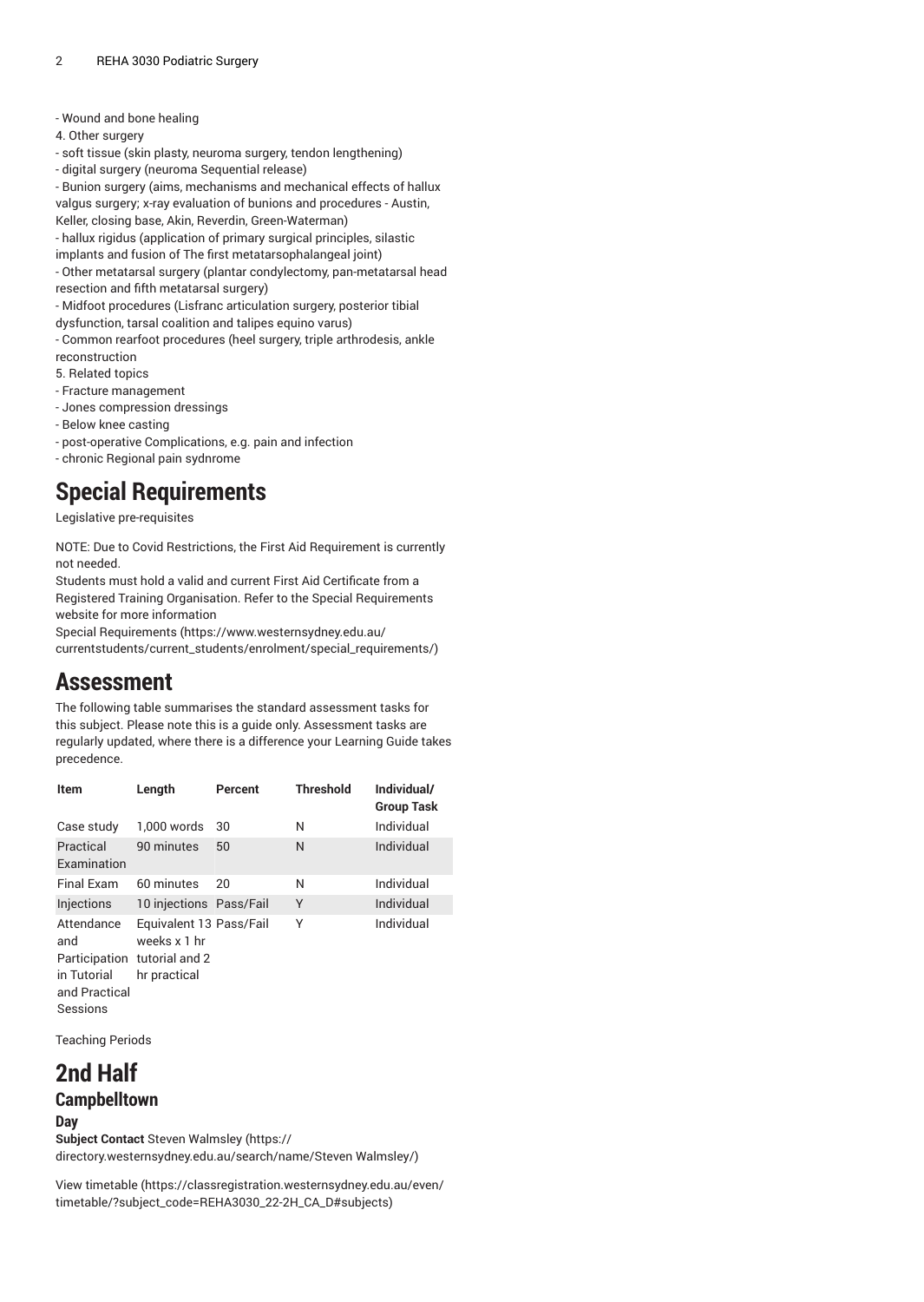- Wound and bone healing

4. Other surgery

- soft tissue (skin plasty, neuroma surgery, tendon lengthening)
- digital surgery (neuroma Sequential release)
- Bunion surgery (aims, mechanisms and mechanical effects of hallux valgus surgery; x-ray evaluation of bunions and procedures - Austin, Keller, closing base, Akin, Reverdin, Green-Waterman)
- hallux rigidus (application of primary surgical principles, silastic implants and fusion of The first metatarsophalangeal joint)
- Other metatarsal surgery (plantar condylectomy, pan-metatarsal head resection and fifth metatarsal surgery)
- Midfoot procedures (Lisfranc articulation surgery, posterior tibial dysfunction, tarsal coalition and talipes equino varus)
- Common rearfoot procedures (heel surgery, triple arthrodesis, ankle reconstruction

5. Related topics

- Fracture management
- Jones compression dressings
- Below knee casting
- post-operative Complications, e.g. pain and infection
- chronic Regional pain sydnrome

# Special Requirements

Legislative pre-requisites

NOTE: Due to Covid Restrictions, the First Aid Requirement is currently not needed.
Students must hold a valid and current First Aid Certificate from a Registered Training Organisation. Refer to the Special Requirements website for more information
Special Requirements (https://www.westernsydney.edu.au/currentstudents/current_students/enrolment/special_requirements/)

# Assessment

The following table summarises the standard assessment tasks for this subject. Please note this is a guide only. Assessment tasks are regularly updated, where there is a difference your Learning Guide takes precedence.

| Item | Length | Percent | Threshold | Individual/ Group Task |
|---|---|---|---|---|
| Case study | 1,000 words | 30 | N | Individual |
| Practical Examination | 90 minutes | 50 | N | Individual |
| Final Exam | 60 minutes | 20 | N | Individual |
| Injections | 10 injections | Pass/Fail | Y | Individual |
| Attendance and Participation in Tutorial and Practical Sessions | Equivalent 13 weeks x 1 hr tutorial and 2 hr practical | Pass/Fail | Y | Individual |

Teaching Periods

# 2nd Half

## Campbelltown

### Day

**Subject Contact** Steven Walmsley (https://directory.westernsydney.edu.au/search/name/Steven Walmsley/)

View timetable (https://classregistration.westernsydney.edu.au/even/timetable/?subject_code=REHA3030_22-2H_CA_D#subjects)